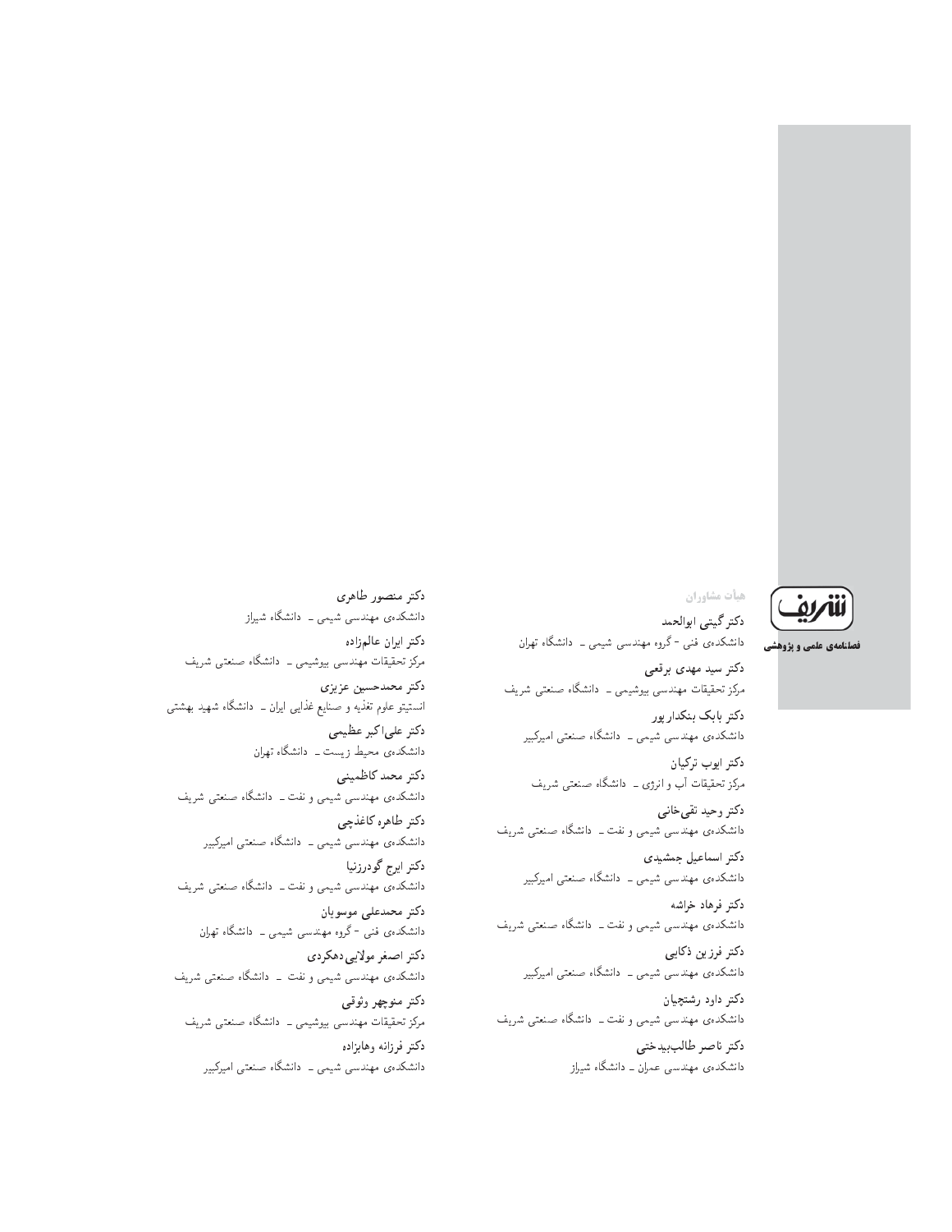شریف

فصلنامه‌ی علمی و پژوهشی

## هیأت مشاوران

**دکتر گیتی ابوالحمد**
دانشکده‌ی فنی - گروه مهندسی شیمی ـ دانشگاه تهران

**دکتر سید مهدی برقعی**
مرکز تحقیقات مهندسی بیوشیمی ـ دانشگاه صنعتی شریف

**دکتر بابک بنکدارپور**
دانشکده‌ی مهندسی شیمی ـ دانشگاه صنعتی امیرکبیر

**دکتر ایوب ترکیان**
مرکز تحقیقات آب و انرژی ـ دانشگاه صنعتی شریف

**دکتر وحید تقی‌خانی**
دانشکده‌ی مهندسی شیمی و نفت ـ دانشگاه صنعتی شریف

**دکتر اسماعیل جمشیدی**
دانشکده‌ی مهندسی شیمی ـ دانشگاه صنعتی امیرکبیر

**دکتر فرهاد خراشه**
دانشکده‌ی مهندسی شیمی و نفت ـ دانشگاه صنعتی شریف

**دکتر فرزین ذکایی**
دانشکده‌ی مهندسی شیمی ـ دانشگاه صنعتی امیرکبیر

**دکتر داود رشتچیان**
دانشکده‌ی مهندسی شیمی و نفت ـ دانشگاه صنعتی شریف

**دکتر ناصر طالب‌بیدختی**
دانشکده‌ی مهندسی عمران ـ دانشگاه شیراز

**دکتر منصور طاهری**
دانشکده‌ی مهندسی شیمی ـ دانشگاه شیراز

**دکتر ایران عالم‌زاده**
مرکز تحقیقات مهندسی بیوشیمی ـ دانشگاه صنعتی شریف

**دکتر محمدحسین عزیزی**
انستیتو علوم تغذیه و صنایع غذایی ایران ـ دانشگاه شهید بهشتی

**دکتر علی‌اکبر عظیمی**
دانشکده‌ی محیط زیست ـ دانشگاه تهران

**دکتر محمد کاظمینی**
دانشکده‌ی مهندسی شیمی و نفت ـ دانشگاه صنعتی شریف

**دکتر طاهره کاغذچی**
دانشکده‌ی مهندسی شیمی ـ دانشگاه صنعتی امیرکبیر

**دکتر ایرج گودرزنیا**
دانشکده‌ی مهندسی شیمی و نفت ـ دانشگاه صنعتی شریف

**دکتر محمدعلی موسویان**
دانشکده‌ی فنی - گروه مهندسی شیمی ـ دانشگاه تهران

**دکتر اصغر مولایی‌دهکردی**
دانشکده‌ی مهندسی شیمی و نفت ـ دانشگاه صنعتی شریف

**دکتر منوچهر وثوقی**
مرکز تحقیقات مهندسی بیوشیمی ـ دانشگاه صنعتی شریف

**دکتر فرزانه وهابزاده**
دانشکده‌ی مهندسی شیمی ـ دانشگاه صنعتی امیرکبیر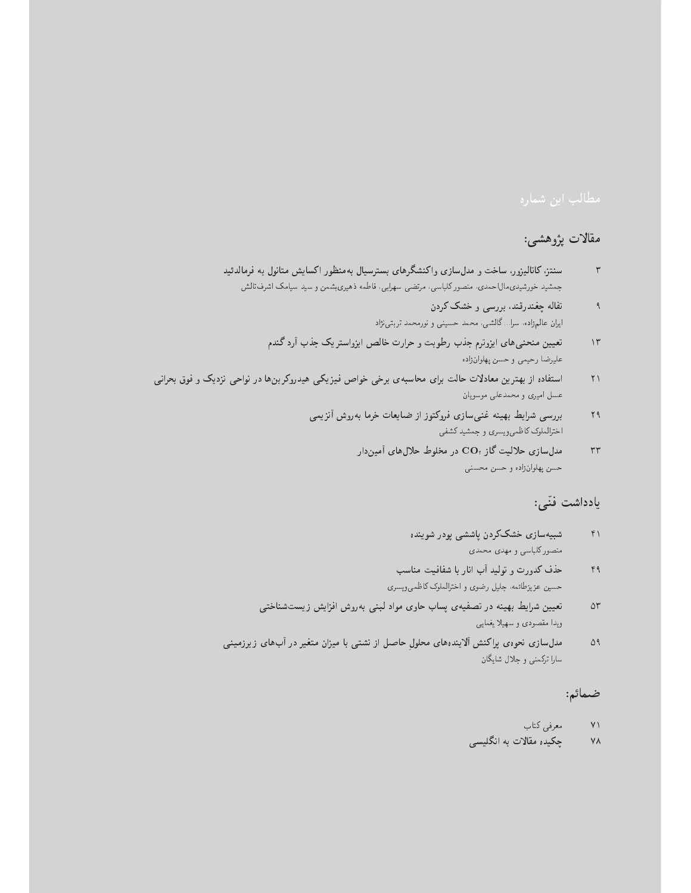## مطالب این شماره

### مقالات پژوهشی:

۳ **سنتز، کاتالیزور، ساخت و مدل‌سازی واکنشگرهای بسترسیال به‌منظور اکسایش متانول به فرمالدئید**
جمشید خورشیدی‌مال‌احمدی، منصور کلباسی، مرتضی سهرابی، فاطمه ذهیری‌پشمن و سید سیامک اشرف‌تالش

۹ **تفاله چغندرقند، بررسی و خشک کردن**
ایران عالم‌زاده، سرا... گالشی، محمد حسینی و نورمحمد تربتی‌نژاد

۱۳ **تعیین منحنی‌های ایزوترم جذب رطوبت و حرارت خالص ایزواستریک جذب آرد گندم**
علیرضا رحیمی و حسن پهلوان‌زاده

۲۱ **استفاده از بهترین معادلات حالت برای محاسبه‌ی برخی خواص فیزیکی هیدروکربن‌ها در نواحی نزدیک و فوق بحرانی**
عسل امیری و محمدعلی موسویان

۲۹ **بررسی شرایط بهینه غنی‌سازی فروکتوز از ضایعات خرما به‌روش آنزیمی**
اخترالملوک کاظمی‌ویسری و جمشید کشفی

۳۳ **مدل‌سازی حلالیت گاز $CO_2$ در مخلوط حلال‌های آمین‌دار**
حسن پهلوان‌زاده و حسن محسنی

### یادداشت فنّی:

۴۱ **شبیه‌سازی خشک‌کردن پاششی پودر شوینده**
منصور کلباسی و مهدی محمدی

۴۹ **حذف کدورت و تولید آب انار با شفافیت مناسب**
حسین عزیزطائمه، جلیل رضوی و اخترالملوک کاظمی‌ویسری

۵۳ **تعیین شرایط بهینه در تصفیه‌ی پساب حاوی مواد لبنی به‌روش افزایش زیست‌شناختی**
ویدا مقصودی و سهیلا یغمایی

۵۹ **مدل‌سازی نحوه‌ی پراکنش آلاینده‌های محلول حاصل از نشتی با میزان متغیر در آب‌های زیرزمینی**
سارا ترکمنی و جلال شایگان

### ضمائم:

۷۱ معرفی کتاب

۷۸ **چکیده مقالات به انگلیسی**